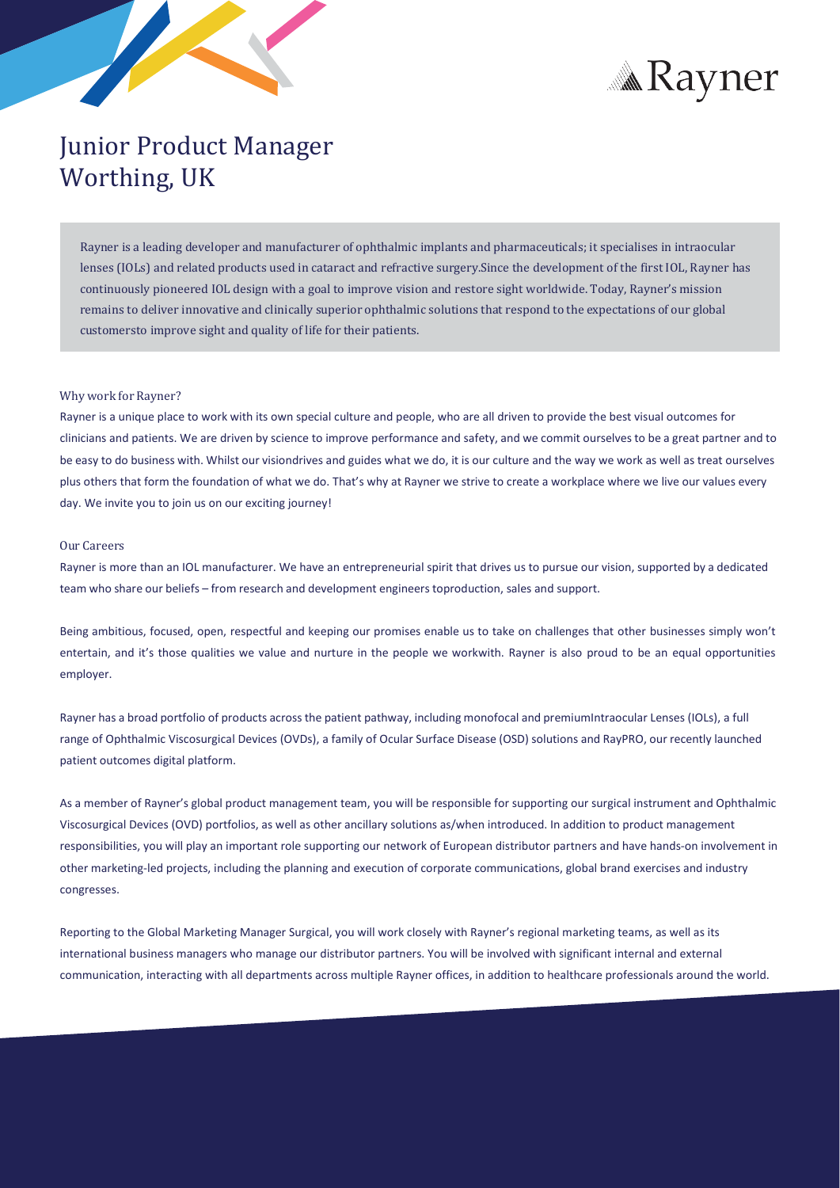# Junior Product Manager Worthing, UK

Rayner is a leading developer and manufacturer of ophthalmic implants and pharmaceuticals; it specialises in intraocular lenses (IOLs) and related products used in cataract and refractive surgery.Since the development of the first IOL, Rayner has continuously pioneered IOL design with a goal to improve vision and restore sight worldwide. Today, Rayner's mission remains to deliver innovative and clinically superior ophthalmic solutions that respond to the expectations of our global customersto improve sight and quality of life for their patients.

### Why work for Rayner?

Rayner is a unique place to work with its own special culture and people, who are all driven to provide the best visual outcomes for clinicians and patients. We are driven by science to improve performance and safety, and we commit ourselves to be a great partner and to be easy to do business with. Whilst our visiondrives and guides what we do, it is our culture and the way we work as well as treat ourselves plus others that form the foundation of what we do. That's why at Rayner we strive to create a workplace where we live our values every day. We invite you to join us on our exciting journey!

### Our Careers

Rayner is more than an IOL manufacturer. We have an entrepreneurial spirit that drives us to pursue our vision, supported by a dedicated team who share our beliefs – from research and development engineers toproduction, sales and support.

Being ambitious, focused, open, respectful and keeping our promises enable us to take on challenges that other businesses simply won't entertain, and it's those qualities we value and nurture in the people we workwith. Rayner is also proud to be an equal opportunities employer.

Rayner has a broad portfolio of products across the patient pathway, including monofocal and premiumIntraocular Lenses (IOLs), a full range of Ophthalmic Viscosurgical Devices (OVDs), a family of Ocular Surface Disease (OSD) solutions and RayPRO, our recently launched patient outcomes digital platform.

As a member of Rayner's global product management team, you will be responsible for supporting our surgical instrument and Ophthalmic Viscosurgical Devices (OVD) portfolios, as well as other ancillary solutions as/when introduced. In addition to product management responsibilities, you will play an important role supporting our network of European distributor partners and have hands-on involvement in other marketing-led projects, including the planning and execution of corporate communications, global brand exercises and industry congresses.

Reporting to the Global Marketing Manager Surgical, you will work closely with Rayner's regional marketing teams, as well as its international business managers who manage our distributor partners. You will be involved with significant internal and external communication, interacting with all departments across multiple Rayner offices, in addition to healthcare professionals around the world.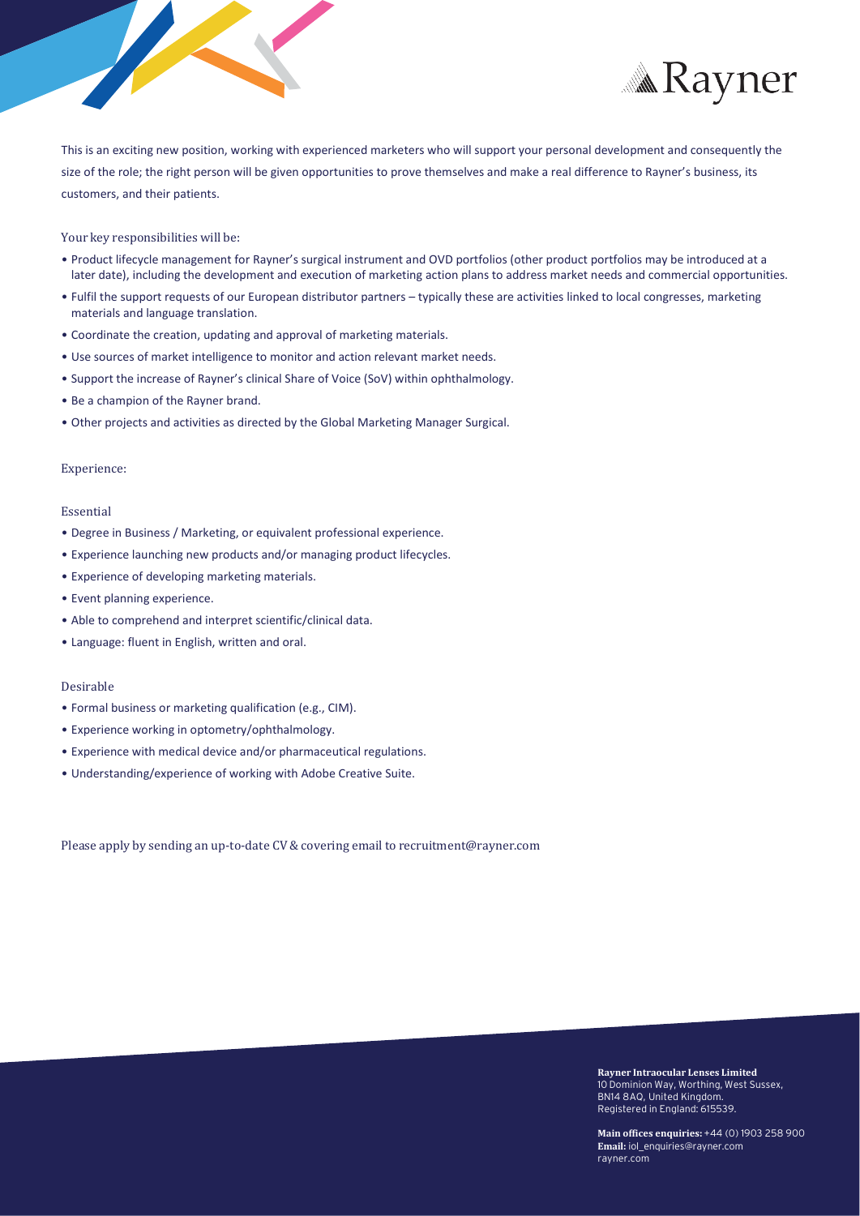This is an exciting new position, working with experienced marketers who will support your personal development and consequently the size of the role; the right person will be given opportunities to prove themselves and make a real difference to Rayner's business, its customers, and their patients.

## Your key responsibilities will be:

- Product lifecycle management for Rayner's surgical instrument and OVD portfolios (other product portfolios may be introduced at a later date), including the development and execution of marketing action plans to address market needs and commercial opportunities.
- Fulfil the support requests of our European distributor partners – typically these are activities linked to local congresses, marketing materials and language translation.
- Coordinate the creation, updating and approval of marketing materials.
- Use sources of market intelligence to monitor and action relevant market needs.
- Support the increase of Rayner's clinical Share of Voice (SoV) within ophthalmology.
- Be a champion of the Rayner brand.
- Other projects and activities as directed by the Global Marketing Manager Surgical.

## Experience:

### Essential

- Degree in Business / Marketing, or equivalent professional experience.
- Experience launching new products and/or managing product lifecycles.
- Experience of developing marketing materials.
- Event planning experience.
- Able to comprehend and interpret scientific/clinical data.
- Language: fluent in English, written and oral.

### Desirable

- Formal business or marketing qualification (e.g., CIM).
- Experience working in optometry/ophthalmology.
- Experience with medical device and/or pharmaceutical regulations.
- Understanding/experience of working with Adobe Creative Suite.

Please apply by sending an up-to-date CV & covering email to recruitment@rayner.com

**Rayner Intraocular Lenses Limited**
10 Dominion Way, Worthing, West Sussex, BN14 8AQ, United Kingdom.
Registered in England: 615539.

**Main offices enquiries:** +44 (0) 1903 258 900
**Email:** iol_enquiries@rayner.com
rayner.com